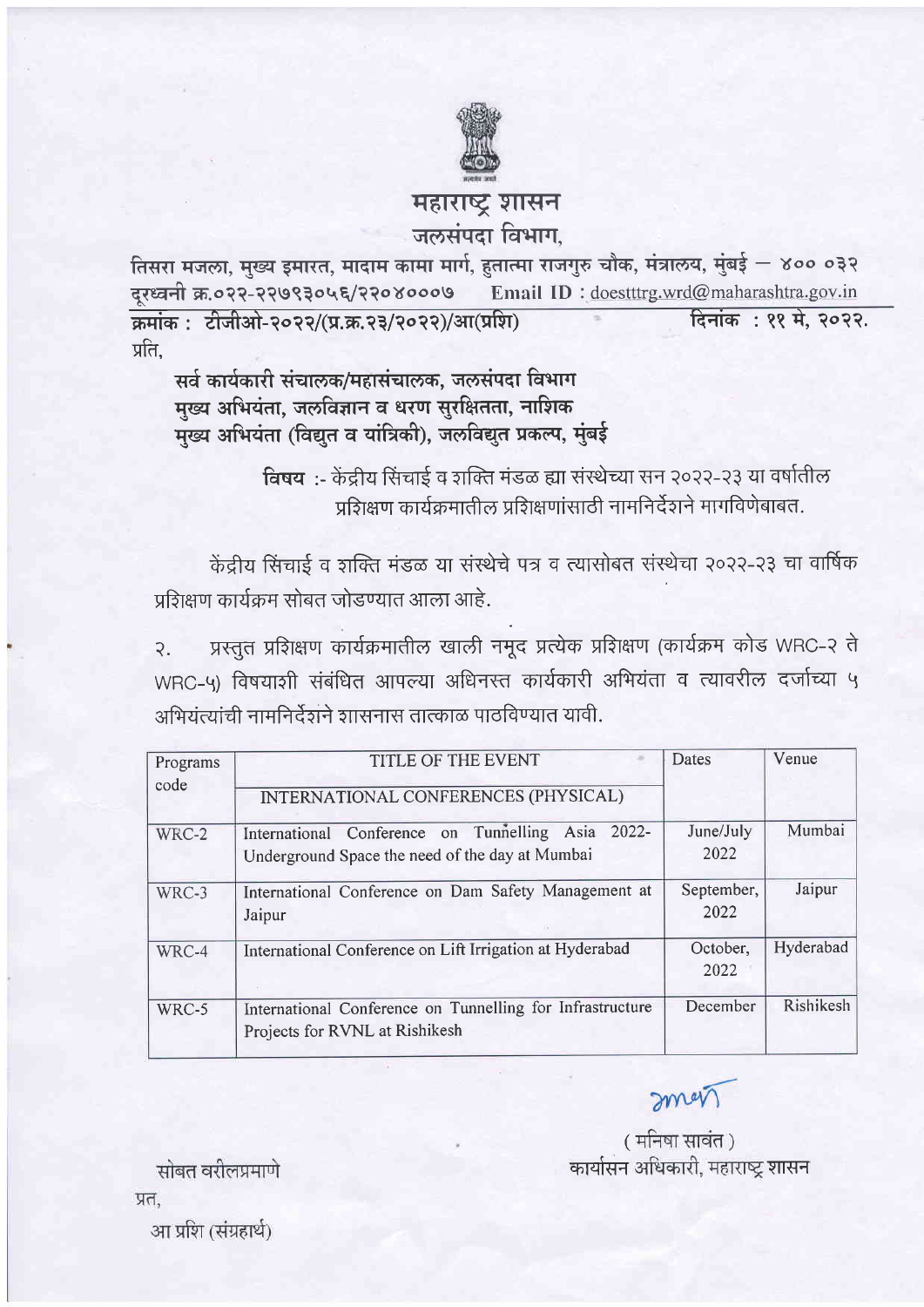# महाराष्ट्र शासन

## जलसंपदा विभाग,

तिसरा मजला, मुख्य इमारत, मादाम कामा मार्ग, हुतात्मा राजगुरु चौक, मंत्रालय, मुंबई – ४०० ०३२
दूरध्वनी क्र.०२२-२२७९३०५६/२२०४०००७ Email ID : doestttrg.wrd@maharashtra.gov.in

क्रमांक : टीजीओ-२०२२/(प्र.क्र.२३/२०२२)/आ(प्रशि) दिनांक : ११ मे, २०२२.

प्रति,

**सर्व कार्यकारी संचालक/महासंचालक, जलसंपदा विभाग**
**मुख्य अभियंता, जलविज्ञान व धरण सुरक्षितता, नाशिक**
**मुख्य अभियंता (विद्युत व यांत्रिकी), जलविद्युत प्रकल्प, मुंबई**

**विषय** :- केंद्रीय सिंचाई व शक्ति मंडळ ह्या संस्थेच्या सन २०२२-२३ या वर्षातील प्रशिक्षण कार्यक्रमातील प्रशिक्षणांसाठी नामनिर्देशने मागविणेबाबत.

केंद्रीय सिंचाई व शक्ति मंडळ या संस्थेचे पत्र व त्यासोबत संस्थेचा २०२२-२३ चा वार्षिक प्रशिक्षण कार्यक्रम सोबत जोडण्यात आला आहे.

२. प्रस्तुत प्रशिक्षण कार्यक्रमातील खाली नमूद प्रत्येक प्रशिक्षण (कार्यक्रम कोड WRC-२ ते WRC-५) विषयाशी संबंधित आपल्या अधिनस्त कार्यकारी अभियंता व त्यावरील दर्जाच्या ५ अभियंत्यांची नामनिर्देशने शासनास तात्काळ पाठविण्यात यावी.

| Programs code | TITLE OF THE EVENT | Dates | Venue |
|---|---|---|---|
| | INTERNATIONAL CONFERENCES (PHYSICAL) | | |
| WRC-2 | International Conference on Tunnelling Asia 2022- Underground Space the need of the day at Mumbai | June/July 2022 | Mumbai |
| WRC-3 | International Conference on Dam Safety Management at Jaipur | September, 2022 | Jaipur |
| WRC-4 | International Conference on Lift Irrigation at Hyderabad | October, 2022 | Hyderabad |
| WRC-5 | International Conference on Tunnelling for Infrastructure Projects for RVNL at Rishikesh | December | Rishikesh |

( मनिषा सावंत )
कार्यासन अधिकारी, महाराष्ट्र शासन

सोबत वरीलप्रमाणे

प्रत,

आ प्रशि (संग्रहार्थ)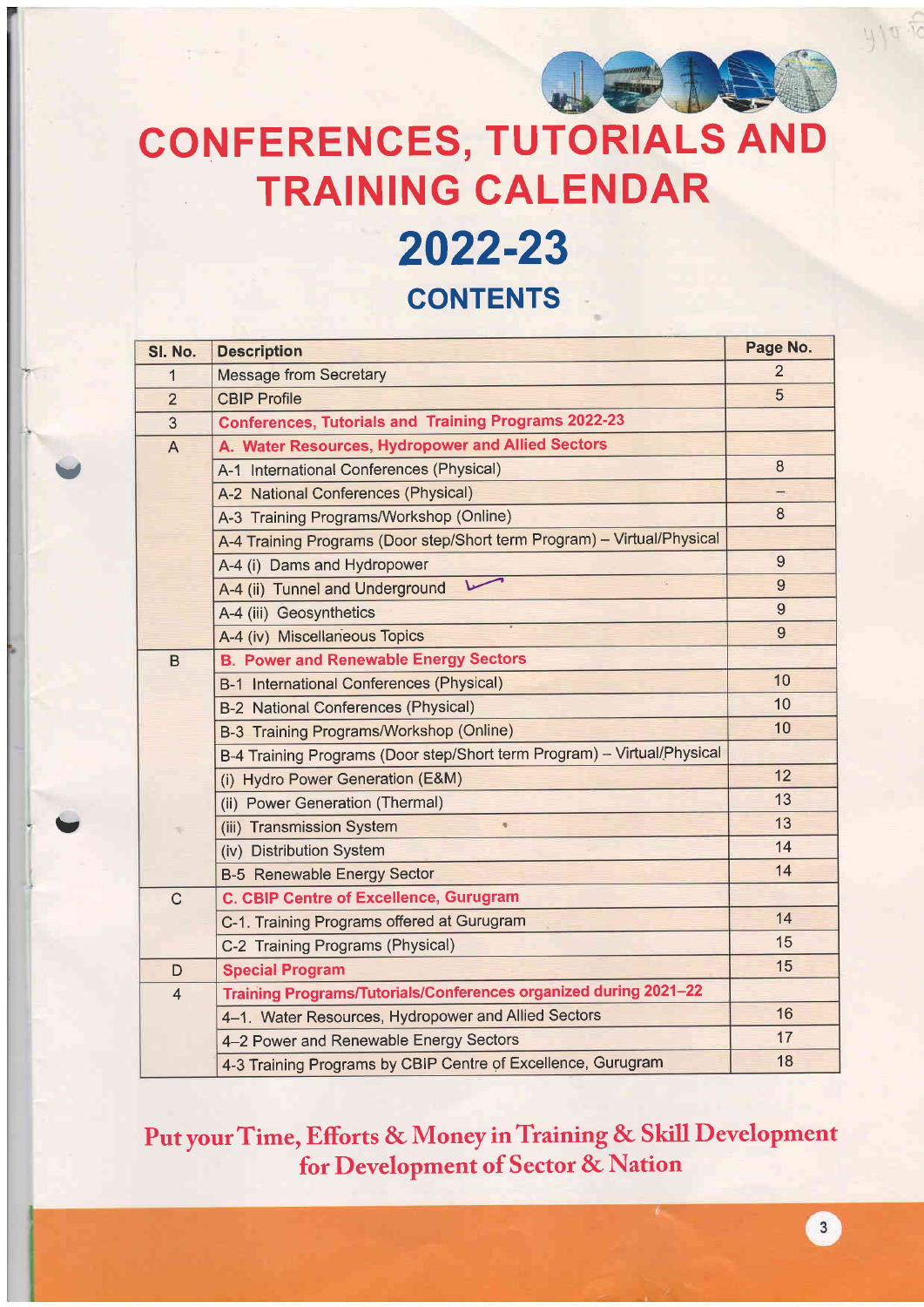# CONFERENCES, TUTORIALS AND TRAINING CALENDAR

# 2022-23

## CONTENTS

| Sl. No. | Description | Page No. |
|---|---|---|
| 1 | Message from Secretary | 2 |
| 2 | CBIP Profile | 5 |
| 3 | **Conferences, Tutorials and Training Programs 2022-23** | |
| A | **A. Water Resources, Hydropower and Allied Sectors** | |
| | A-1 International Conferences (Physical) | 8 |
| | A-2 National Conferences (Physical) | – |
| | A-3 Training Programs/Workshop (Online) | 8 |
| | A-4 Training Programs (Door step/Short term Program) – Virtual/Physical | |
| | A-4 (i) Dams and Hydropower | 9 |
| | A-4 (ii) Tunnel and Underground | 9 |
| | A-4 (iii) Geosynthetics | 9 |
| | A-4 (iv) Miscellaneous Topics | 9 |
| B | **B. Power and Renewable Energy Sectors** | |
| | B-1 International Conferences (Physical) | 10 |
| | B-2 National Conferences (Physical) | 10 |
| | B-3 Training Programs/Workshop (Online) | 10 |
| | B-4 Training Programs (Door step/Short term Program) – Virtual/Physical | |
| | (i) Hydro Power Generation (E&M) | 12 |
| | (ii) Power Generation (Thermal) | 13 |
| | (iii) Transmission System | 13 |
| | (iv) Distribution System | 14 |
| | B-5 Renewable Energy Sector | 14 |
| C | **C. CBIP Centre of Excellence, Gurugram** | |
| | C-1. Training Programs offered at Gurugram | 14 |
| | C-2 Training Programs (Physical) | 15 |
| D | **Special Program** | 15 |
| 4 | **Training Programs/Tutorials/Conferences organized during 2021–22** | |
| | 4–1. Water Resources, Hydropower and Allied Sectors | 16 |
| | 4–2 Power and Renewable Energy Sectors | 17 |
| | 4-3 Training Programs by CBIP Centre of Excellence, Gurugram | 18 |

**Put your Time, Efforts & Money in Training & Skill Development for Development of Sector & Nation**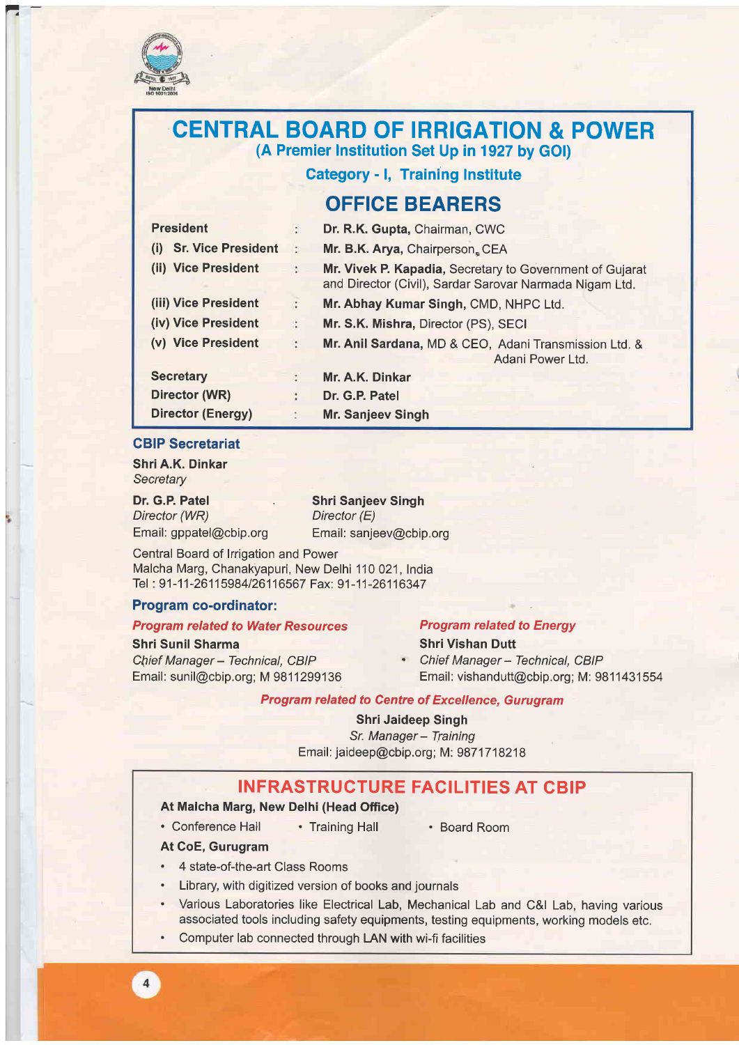# CENTRAL BOARD OF IRRIGATION & POWER

**(A Premier Institution Set Up in 1927 by GOI)**

**Category - I, Training Institute**

## OFFICE BEARERS

| | | |
|---|---|---|
| **President** | : | **Dr. R.K. Gupta,** Chairman, CWC |
| **(i) Sr. Vice President** | : | **Mr. B.K. Arya,** Chairperson, CEA |
| **(ii) Vice President** | : | **Mr. Vivek P. Kapadia,** Secretary to Government of Gujarat and Director (Civil), Sardar Sarovar Narmada Nigam Ltd. |
| **(iii) Vice President** | : | **Mr. Abhay Kumar Singh,** CMD, NHPC Ltd. |
| **(iv) Vice President** | : | **Mr. S.K. Mishra,** Director (PS), SECI |
| **(v) Vice President** | : | **Mr. Anil Sardana,** MD & CEO, Adani Transmission Ltd. & Adani Power Ltd. |
| **Secretary** | : | **Mr. A.K. Dinkar** |
| **Director (WR)** | : | **Dr. G.P. Patel** |
| **Director (Energy)** | : | **Mr. Sanjeev Singh** |

## CBIP Secretariat

**Shri A.K. Dinkar**
*Secretary*

**Dr. G.P. Patel**
*Director (WR)*
Email: gppatel@cbip.org

**Shri Sanjeev Singh**
*Director (E)*
Email: sanjeev@cbip.org

Central Board of Irrigation and Power
Malcha Marg, Chanakyapuri, New Delhi 110 021, India
Tel : 91-11-26115984/26116567 Fax: 91-11-26116347

## Program co-ordinator:

***Program related to Water Resources***

**Shri Sunil Sharma**
*Chief Manager – Technical, CBIP*
Email: sunil@cbip.org; M 9811299136

***Program related to Energy***

**Shri Vishan Dutt**
*Chief Manager – Technical, CBIP*
Email: vishandutt@cbip.org; M: 9811431554

***Program related to Centre of Excellence, Gurugram***

**Shri Jaideep Singh**
*Sr. Manager – Training*
Email: jaideep@cbip.org; M: 9871718218

## INFRASTRUCTURE FACILITIES AT CBIP

**At Malcha Marg, New Delhi (Head Office)**

- Conference Hall
- Training Hall
- Board Room

**At CoE, Gurugram**

- 4 state-of-the-art Class Rooms
- Library, with digitized version of books and journals
- Various Laboratories like Electrical Lab, Mechanical Lab and C&I Lab, having various associated tools including safety equipments, testing equipments, working models etc.
- Computer lab connected through LAN with wi-fi facilities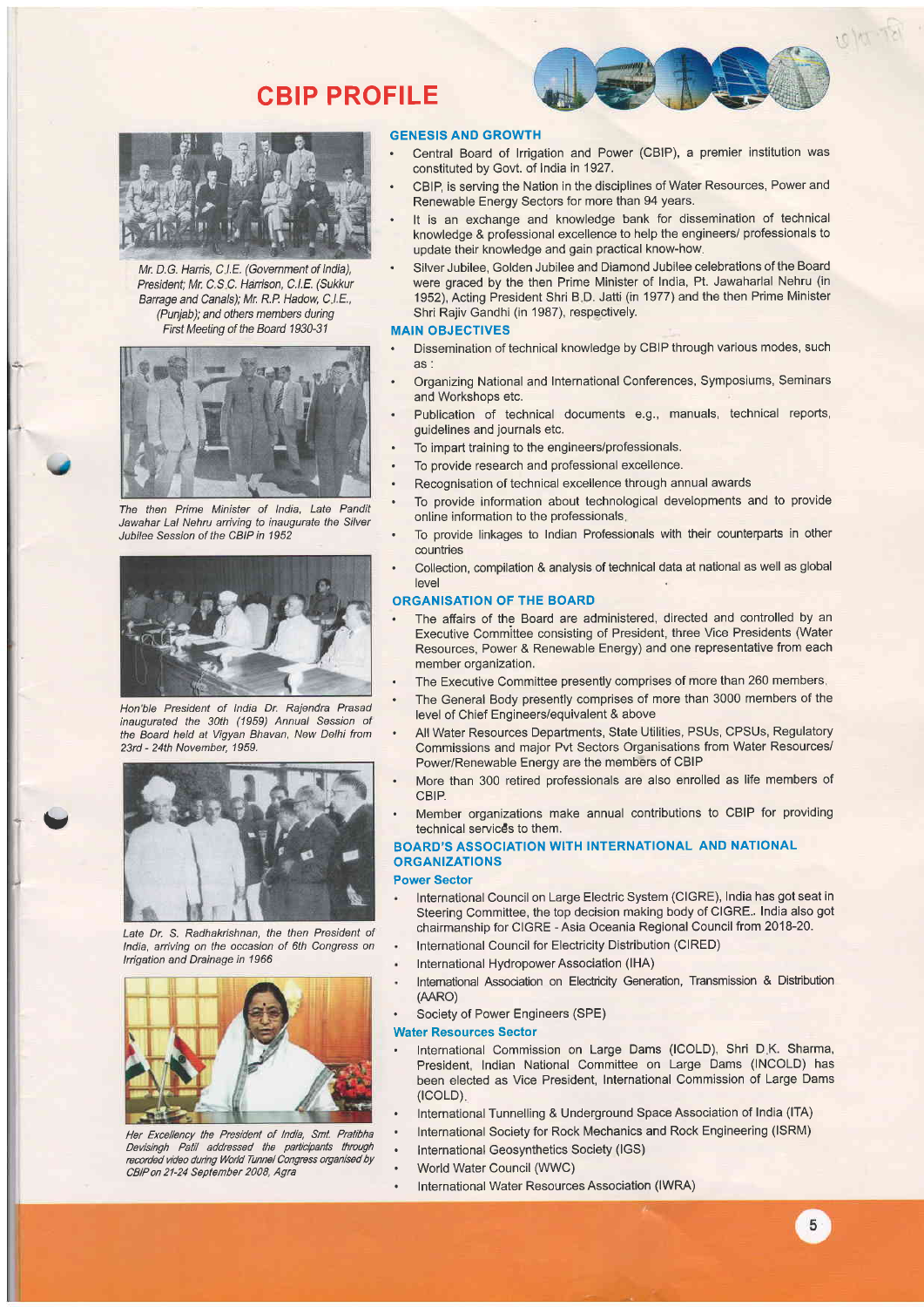# CBIP PROFILE

*Mr. D.G. Harris, C.I.E. (Government of India), President; Mr. C.S.C. Harrison, C.I.E. (Sukkur Barrage and Canals); Mr. R.P. Hadow, C.I.E., (Punjab); and others members during First Meeting of the Board 1930-31*

*The then Prime Minister of India, Late Pandit Jawahar Lal Nehru arriving to inaugurate the Silver Jubilee Session of the CBIP in 1952*

*Hon'ble President of India Dr. Rajendra Prasad inaugurated the 30th (1959) Annual Session of the Board held at Vigyan Bhavan, New Delhi from 23rd - 24th November, 1959.*

*Late Dr. S. Radhakrishnan, the then President of India, arriving on the occasion of 6th Congress on Irrigation and Drainage in 1966*

*Her Excellency the President of India, Smt. Pratibha Devisingh Patil addressed the participants through recorded video during World Tunnel Congress organised by CBIP on 21-24 September 2008, Agra*

## GENESIS AND GROWTH

- Central Board of Irrigation and Power (CBIP), a premier institution was constituted by Govt. of India in 1927.
- CBIP, is serving the Nation in the disciplines of Water Resources, Power and Renewable Energy Sectors for more than 94 years.
- It is an exchange and knowledge bank for dissemination of technical knowledge & professional excellence to help the engineers/ professionals to update their knowledge and gain practical know-how.
- Silver Jubilee, Golden Jubilee and Diamond Jubilee celebrations of the Board were graced by the then Prime Minister of India, Pt. Jawaharlal Nehru (in 1952), Acting President Shri B.D. Jatti (in 1977) and the then Prime Minister Shri Rajiv Gandhi (in 1987), respectively.

## MAIN OBJECTIVES

- Dissemination of technical knowledge by CBIP through various modes, such as :
- Organizing National and International Conferences, Symposiums, Seminars and Workshops etc.
- Publication of technical documents e.g., manuals, technical reports, guidelines and journals etc.
- To impart training to the engineers/professionals.
- To provide research and professional excellence.
- Recognisation of technical excellence through annual awards
- To provide information about technological developments and to provide online information to the professionals.
- To provide linkages to Indian Professionals with their counterparts in other countries
- Collection, compilation & analysis of technical data at national as well as global level

## ORGANISATION OF THE BOARD

- The affairs of the Board are administered, directed and controlled by an Executive Committee consisting of President, three Vice Presidents (Water Resources, Power & Renewable Energy) and one representative from each member organization.
- The Executive Committee presently comprises of more than 260 members.
- The General Body presently comprises of more than 3000 members of the level of Chief Engineers/equivalent & above
- All Water Resources Departments, State Utilities, PSUs, CPSUs, Regulatory Commissions and major Pvt Sectors Organisations from Water Resources/ Power/Renewable Energy are the members of CBIP
- More than 300 retired professionals are also enrolled as life members of CBIP.
- Member organizations make annual contributions to CBIP for providing technical services to them.

## BOARD'S ASSOCIATION WITH INTERNATIONAL AND NATIONAL ORGANIZATIONS

### Power Sector

- International Council on Large Electric System (CIGRE), India has got seat in Steering Committee, the top decision making body of CIGRE.. India also got chairmanship for CIGRE - Asia Oceania Regional Council from 2018-20.
- International Council for Electricity Distribution (CIRED)
- International Hydropower Association (IHA)
- International Association on Electricity Generation, Transmission & Distribution (AARO)
- Society of Power Engineers (SPE)

### Water Resources Sector

- International Commission on Large Dams (ICOLD), Shri D.K. Sharma, President, Indian National Committee on Large Dams (INCOLD) has been elected as Vice President, International Commission of Large Dams (ICOLD).
- International Tunnelling & Underground Space Association of India (ITA)
- International Society for Rock Mechanics and Rock Engineering (ISRM)
- International Geosynthetics Society (IGS)
- World Water Council (WWC)
- International Water Resources Association (IWRA)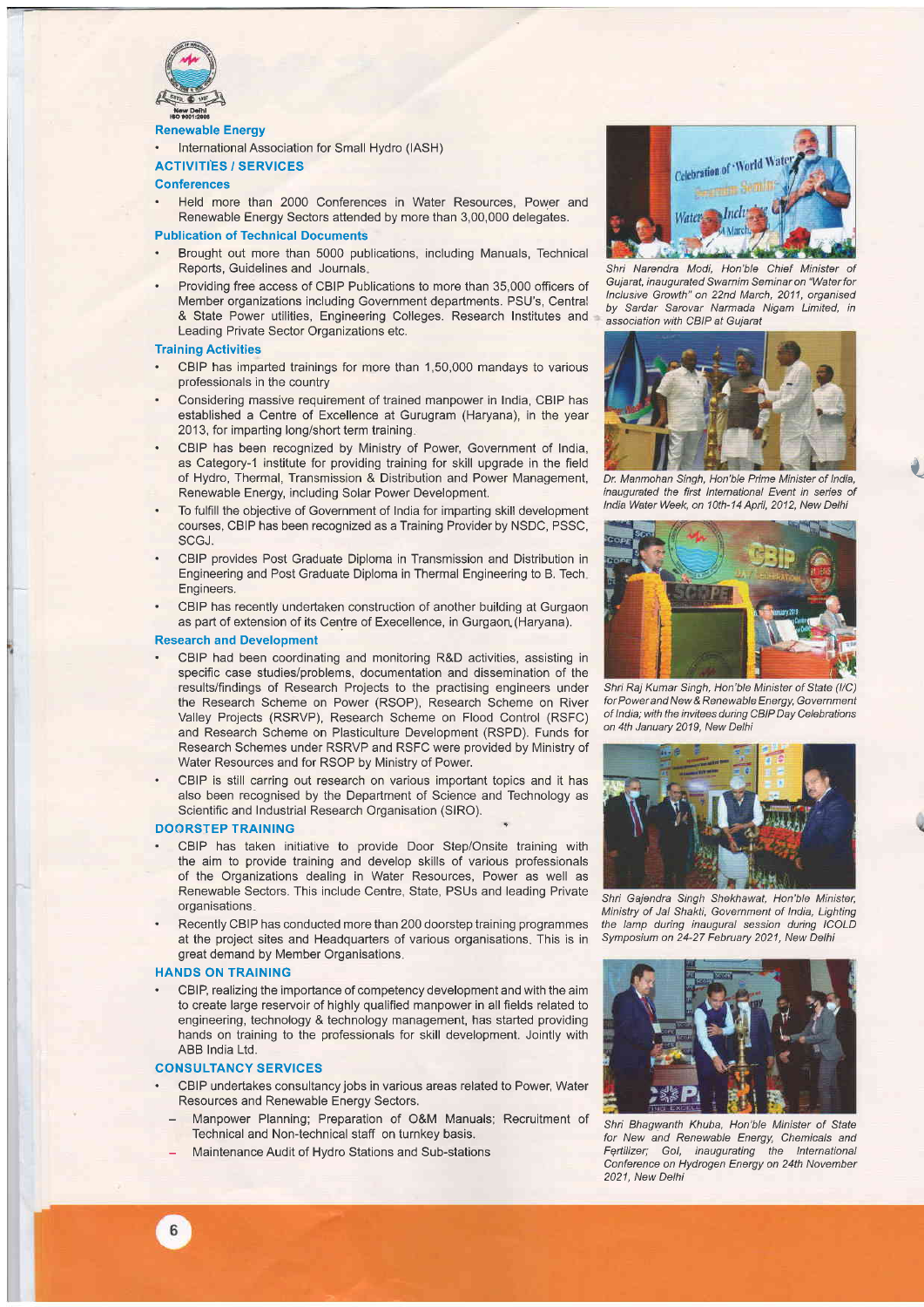## Renewable Energy

- International Association for Small Hydro (IASH)

## ACTIVITIES / SERVICES

### Conferences

- Held more than 2000 Conferences in Water Resources, Power and Renewable Energy Sectors attended by more than 3,00,000 delegates.

### Publication of Technical Documents

- Brought out more than 5000 publications, including Manuals, Technical Reports, Guidelines and Journals.
- Providing free access of CBIP Publications to more than 35,000 officers of Member organizations including Government departments. PSU's, Central & State Power utilities, Engineering Colleges. Research Institutes and Leading Private Sector Organizations etc.

### Training Activities

- CBIP has imparted trainings for more than 1,50,000 mandays to various professionals in the country
- Considering massive requirement of trained manpower in India, CBIP has established a Centre of Excellence at Gurugram (Haryana), in the year 2013, for imparting long/short term training.
- CBIP has been recognized by Ministry of Power, Government of India, as Category-1 institute for providing training for skill upgrade in the field of Hydro, Thermal, Transmission & Distribution and Power Management, Renewable Energy, including Solar Power Development.
- To fulfill the objective of Government of India for imparting skill development courses, CBIP has been recognized as a Training Provider by NSDC, PSSC, SCGJ.
- CBIP provides Post Graduate Diploma in Transmission and Distribution in Engineering and Post Graduate Diploma in Thermal Engineering to B. Tech. Engineers.
- CBIP has recently undertaken construction of another building at Gurgaon as part of extension of its Centre of Execellence, in Gurgaon (Haryana).

### Research and Development

- CBIP had been coordinating and monitoring R&D activities, assisting in specific case studies/problems, documentation and dissemination of the results/findings of Research Projects to the practising engineers under the Research Scheme on Power (RSOP), Research Scheme on River Valley Projects (RSRVP), Research Scheme on Flood Control (RSFC) and Research Scheme on Plasticulture Development (RSPD). Funds for Research Schemes under RSRVP and RSFC were provided by Ministry of Water Resources and for RSOP by Ministry of Power.
- CBIP is still carring out research on various important topics and it has also been recognised by the Department of Science and Technology as Scientific and Industrial Research Organisation (SIRO).

## DOORSTEP TRAINING

- CBIP has taken initiative to provide Door Step/Onsite training with the aim to provide training and develop skills of various professionals of the Organizations dealing in Water Resources, Power as well as Renewable Sectors. This include Centre, State, PSUs and leading Private organisations.
- Recently CBIP has conducted more than 200 doorstep training programmes at the project sites and Headquarters of various organisations. This is in great demand by Member Organisations.

## HANDS ON TRAINING

- CBIP, realizing the importance of competency development and with the aim to create large reservoir of highly qualified manpower in all fields related to engineering, technology & technology management, has started providing hands on training to the professionals for skill development. Jointly with ABB India Ltd.

## CONSULTANCY SERVICES

- CBIP undertakes consultancy jobs in various areas related to Power, Water Resources and Renewable Energy Sectors.
  - Manpower Planning; Preparation of O&M Manuals; Recruitment of Technical and Non-technical staff on turnkey basis.
  - Maintenance Audit of Hydro Stations and Sub-stations

*Shri Narendra Modi, Hon'ble Chief Minister of Gujarat, inaugurated Swarnim Seminar on "Water for Inclusive Growth" on 22nd March, 2011, organised by Sardar Sarovar Narmada Nigam Limited, in association with CBIP at Gujarat*

*Dr. Manmohan Singh, Hon'ble Prime Minister of India, inaugurated the first International Event in series of India Water Week, on 10th-14 April, 2012, New Delhi*

*Shri Raj Kumar Singh, Hon'ble Minister of State (I/C) for Power and New & Renewable Energy, Government of India; with the invitees during CBIP Day Celebrations on 4th January 2019, New Delhi*

*Shri Gajendra Singh Shekhawat, Hon'ble Minister, Ministry of Jal Shakti, Government of India, Lighting the lamp during inaugural session during ICOLD Symposium on 24-27 February 2021, New Delhi*

*Shri Bhagwanth Khuba, Hon'ble Minister of State for New and Renewable Energy, Chemicals and Fertilizer; GoI, inaugrating the International Conference on Hydrogen Energy on 24th November 2021, New Delhi*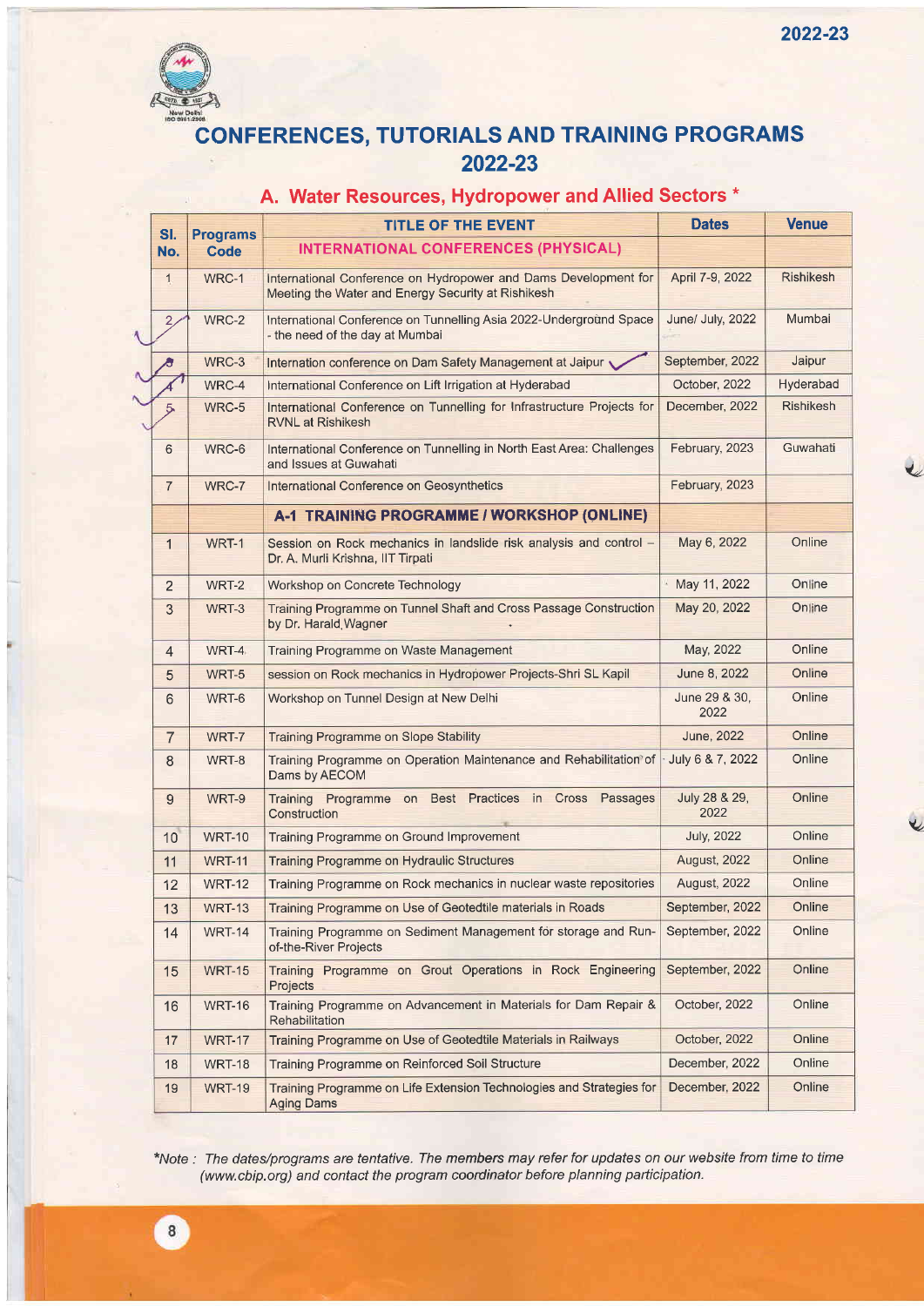# CONFERENCES, TUTORIALS AND TRAINING PROGRAMS 2022-23

## A. Water Resources, Hydropower and Allied Sectors *

| Sl. No. | Programs Code | TITLE OF THE EVENT | Dates | Venue |
|---|---|---|---|---|
| | | **INTERNATIONAL CONFERENCES (PHYSICAL)** | | |
| 1 | WRC-1 | International Conference on Hydropower and Dams Development for Meeting the Water and Energy Security at Rishikesh | April 7-9, 2022 | Rishikesh |
| 2 | WRC-2 | International Conference on Tunnelling Asia 2022-Underground Space - the need of the day at Mumbai | June/ July, 2022 | Mumbai |
| 3 | WRC-3 | Internation conference on Dam Safety Management at Jaipur | September, 2022 | Jaipur |
| 4 | WRC-4 | International Conference on Lift Irrigation at Hyderabad | October, 2022 | Hyderabad |
| 5 | WRC-5 | International Conference on Tunnelling for Infrastructure Projects for RVNL at Rishikesh | December, 2022 | Rishikesh |
| 6 | WRC-6 | International Conference on Tunnelling in North East Area: Challenges and Issues at Guwahati | February, 2023 | Guwahati |
| 7 | WRC-7 | International Conference on Geosynthetics | February, 2023 | |
| | | **A-1 TRAINING PROGRAMME / WORKSHOP (ONLINE)** | | |
| 1 | WRT-1 | Session on Rock mechanics in landslide risk analysis and control – Dr. A. Murli Krishna, IIT Tirpati | May 6, 2022 | Online |
| 2 | WRT-2 | Workshop on Concrete Technology | May 11, 2022 | Online |
| 3 | WRT-3 | Training Programme on Tunnel Shaft and Cross Passage Construction by Dr. Harald Wagner | May 20, 2022 | Online |
| 4 | WRT-4 | Training Programme on Waste Management | May, 2022 | Online |
| 5 | WRT-5 | session on Rock mechanics in Hydropower Projects-Shri SL Kapil | June 8, 2022 | Online |
| 6 | WRT-6 | Workshop on Tunnel Design at New Delhi | June 29 & 30, 2022 | Online |
| 7 | WRT-7 | Training Programme on Slope Stability | June, 2022 | Online |
| 8 | WRT-8 | Training Programme on Operation Maintenance and Rehabilitation of Dams by AECOM | July 6 & 7, 2022 | Online |
| 9 | WRT-9 | Training Programme on Best Practices in Cross Passages Construction | July 28 & 29, 2022 | Online |
| 10 | WRT-10 | Training Programme on Ground Improvement | July, 2022 | Online |
| 11 | WRT-11 | Training Programme on Hydraulic Structures | August, 2022 | Online |
| 12 | WRT-12 | Training Programme on Rock mechanics in nuclear waste repositories | August, 2022 | Online |
| 13 | WRT-13 | Training Programme on Use of Geotedtile materials in Roads | September, 2022 | Online |
| 14 | WRT-14 | Training Programme on Sediment Management for storage and Run-of-the-River Projects | September, 2022 | Online |
| 15 | WRT-15 | Training Programme on Grout Operations in Rock Engineering Projects | September, 2022 | Online |
| 16 | WRT-16 | Training Programme on Advancement in Materials for Dam Repair & Rehabilitation | October, 2022 | Online |
| 17 | WRT-17 | Training Programme on Use of Geotedtile Materials in Railways | October, 2022 | Online |
| 18 | WRT-18 | Training Programme on Reinforced Soil Structure | December, 2022 | Online |
| 19 | WRT-19 | Training Programme on Life Extension Technologies and Strategies for Aging Dams | December, 2022 | Online |

*\*Note : The dates/programs are tentative. The members may refer for updates on our website from time to time (www.cbip.org) and contact the program coordinator before planning participation.*